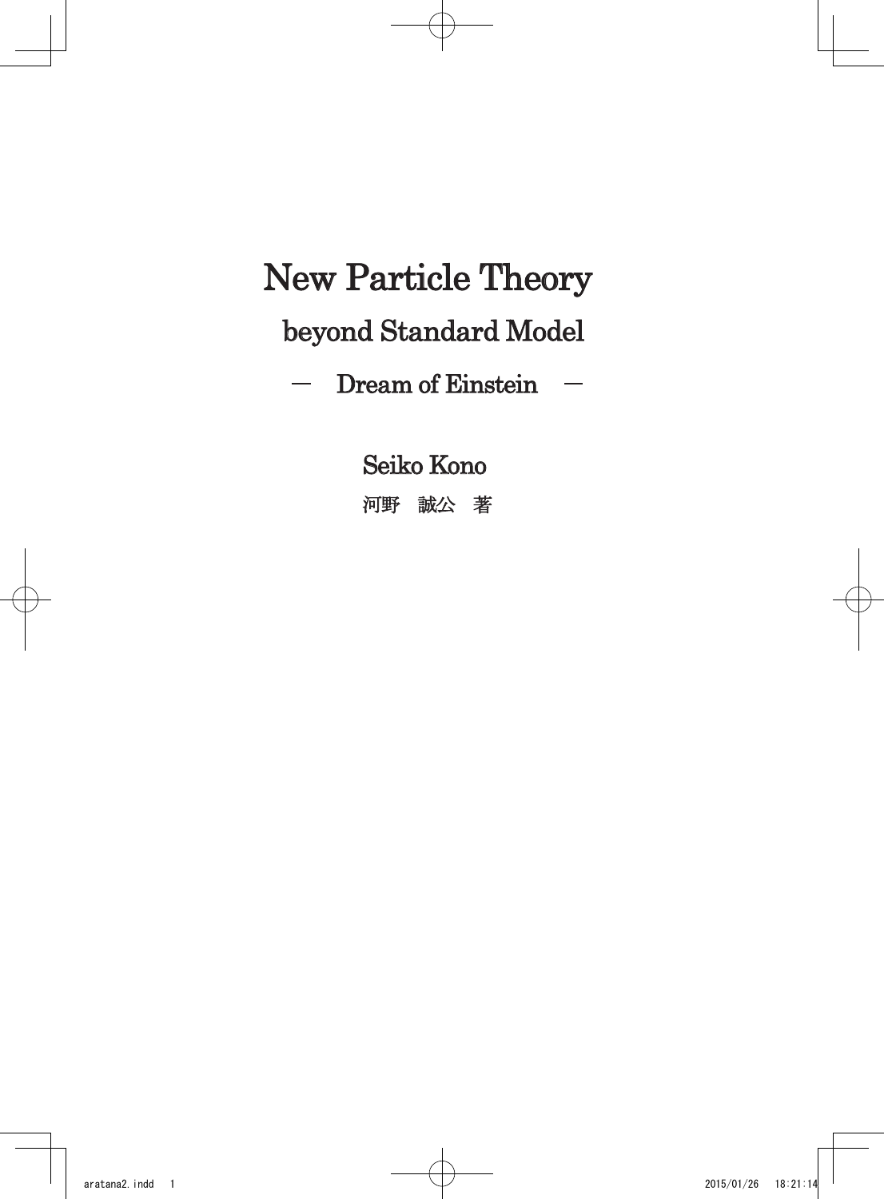# New Particle Theory

## beyond Standard Model

### ― Dream of Einstein ―

Seiko Kono

河野　誠公　著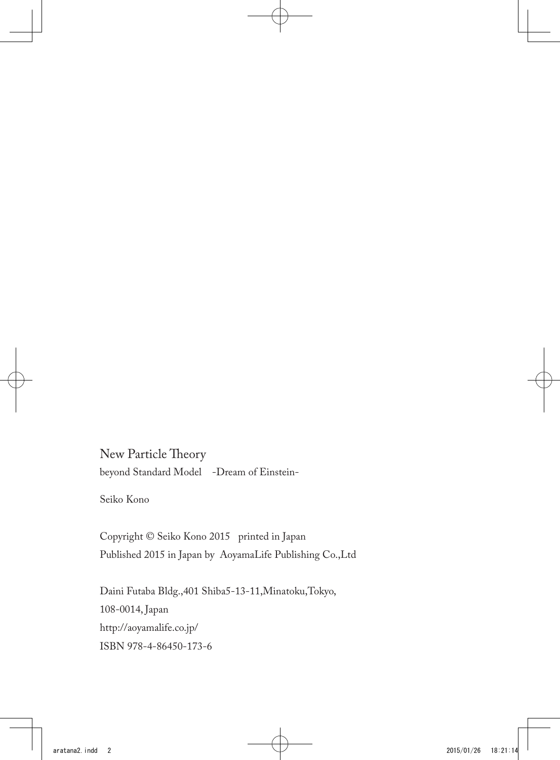New Particle Theory

beyond Standard Model　-Dream of Einstein-

Seiko Kono

Copyright © Seiko Kono 2015　printed in Japan

Published 2015 in Japan by  AoyamaLife Publishing Co.,Ltd

Daini Futaba Bldg.,401 Shiba5-13-11,Minatoku,Tokyo,

108-0014, Japan

http://aoyamalife.co.jp/

ISBN 978-4-86450-173-6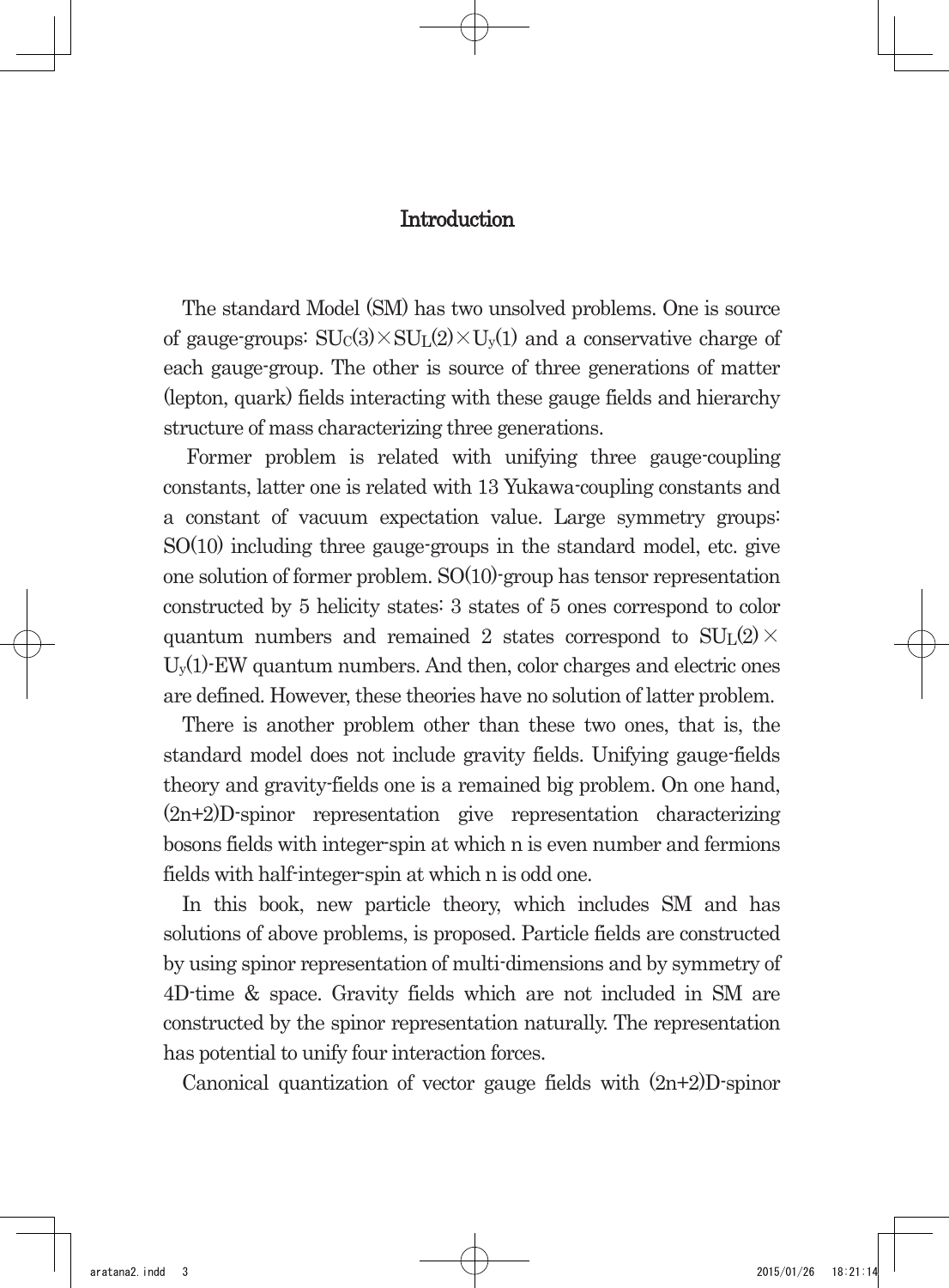# Introduction

The standard Model (SM) has two unsolved problems. One is source of gauge-groups: $SU_C(3)\times SU_L(2)\times U_y(1)$ and a conservative charge of each gauge-group. The other is source of three generations of matter (lepton, quark) fields interacting with these gauge fields and hierarchy structure of mass characterizing three generations.

Former problem is related with unifying three gauge-coupling constants, latter one is related with 13 Yukawa-coupling constants and a constant of vacuum expectation value. Large symmetry groups: SO(10) including three gauge-groups in the standard model, etc. give one solution of former problem. SO(10)-group has tensor representation constructed by 5 helicity states: 3 states of 5 ones correspond to color quantum numbers and remained 2 states correspond to $SU_L(2)\times U_y(1)$-EW quantum numbers. And then, color charges and electric ones are defined. However, these theories have no solution of latter problem.

There is another problem other than these two ones, that is, the standard model does not include gravity fields. Unifying gauge-fields theory and gravity-fields one is a remained big problem. On one hand, (2n+2)D-spinor representation give representation characterizing bosons fields with integer-spin at which n is even number and fermions fields with half-integer-spin at which n is odd one.

In this book, new particle theory, which includes SM and has solutions of above problems, is proposed. Particle fields are constructed by using spinor representation of multi-dimensions and by symmetry of 4D-time & space. Gravity fields which are not included in SM are constructed by the spinor representation naturally. The representation has potential to unify four interaction forces.

Canonical quantization of vector gauge fields with (2n+2)D-spinor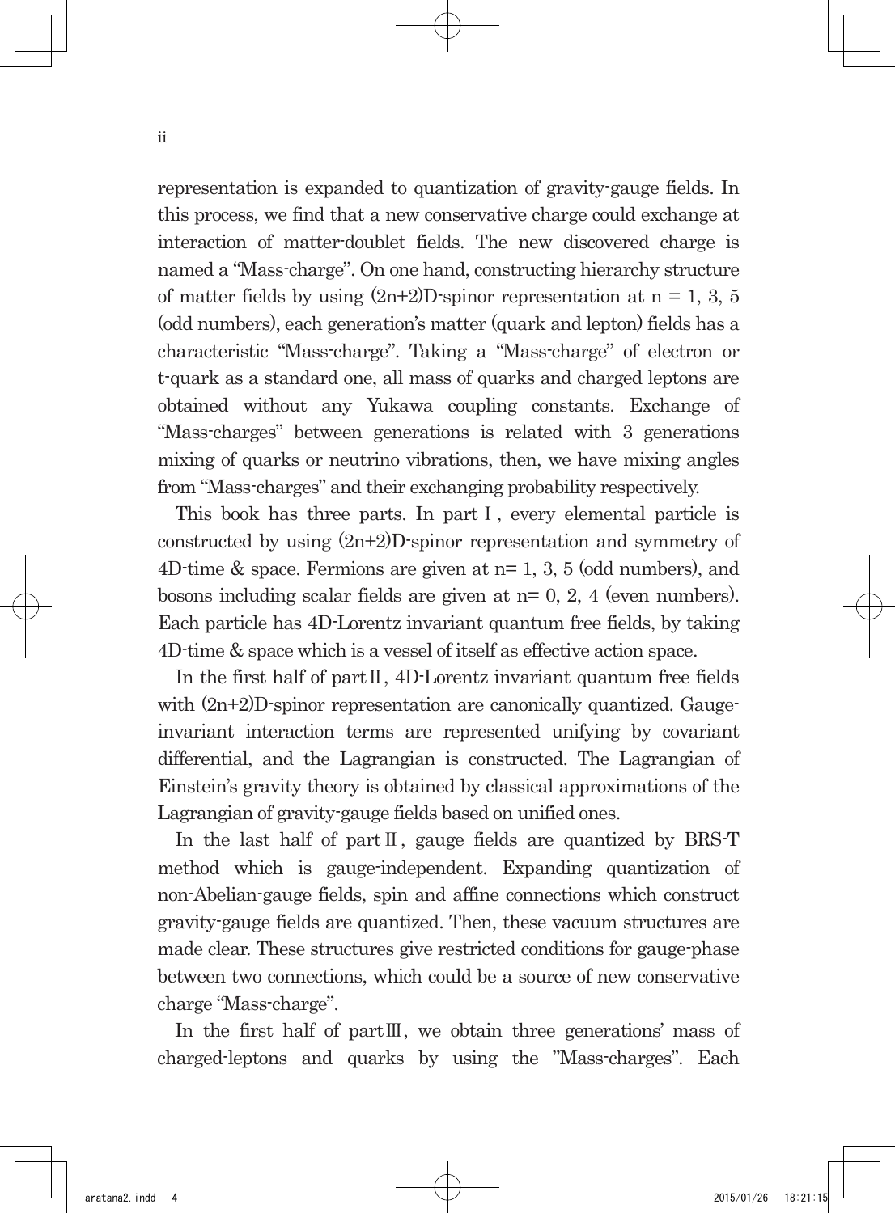representation is expanded to quantization of gravity-gauge fields. In this process, we find that a new conservative charge could exchange at interaction of matter-doublet fields. The new discovered charge is named a "Mass-charge". On one hand, constructing hierarchy structure of matter fields by using (2n+2)D-spinor representation at n = 1, 3, 5 (odd numbers), each generation's matter (quark and lepton) fields has a characteristic "Mass-charge". Taking a "Mass-charge" of electron or t-quark as a standard one, all mass of quarks and charged leptons are obtained without any Yukawa coupling constants. Exchange of "Mass-charges" between generations is related with 3 generations mixing of quarks or neutrino vibrations, then, we have mixing angles from "Mass-charges" and their exchanging probability respectively.

This book has three parts. In part Ⅰ, every elemental particle is constructed by using (2n+2)D-spinor representation and symmetry of 4D-time & space. Fermions are given at n= 1, 3, 5 (odd numbers), and bosons including scalar fields are given at n= 0, 2, 4 (even numbers). Each particle has 4D-Lorentz invariant quantum free fields, by taking 4D-time & space which is a vessel of itself as effective action space.

In the first half of part Ⅱ, 4D-Lorentz invariant quantum free fields with (2n+2)D-spinor representation are canonically quantized. Gauge-invariant interaction terms are represented unifying by covariant differential, and the Lagrangian is constructed. The Lagrangian of Einstein's gravity theory is obtained by classical approximations of the Lagrangian of gravity-gauge fields based on unified ones.

In the last half of part Ⅱ, gauge fields are quantized by BRS-T method which is gauge-independent. Expanding quantization of non-Abelian-gauge fields, spin and affine connections which construct gravity-gauge fields are quantized. Then, these vacuum structures are made clear. These structures give restricted conditions for gauge-phase between two connections, which could be a source of new conservative charge "Mass-charge".

In the first half of part Ⅲ, we obtain three generations' mass of charged-leptons and quarks by using the "Mass-charges". Each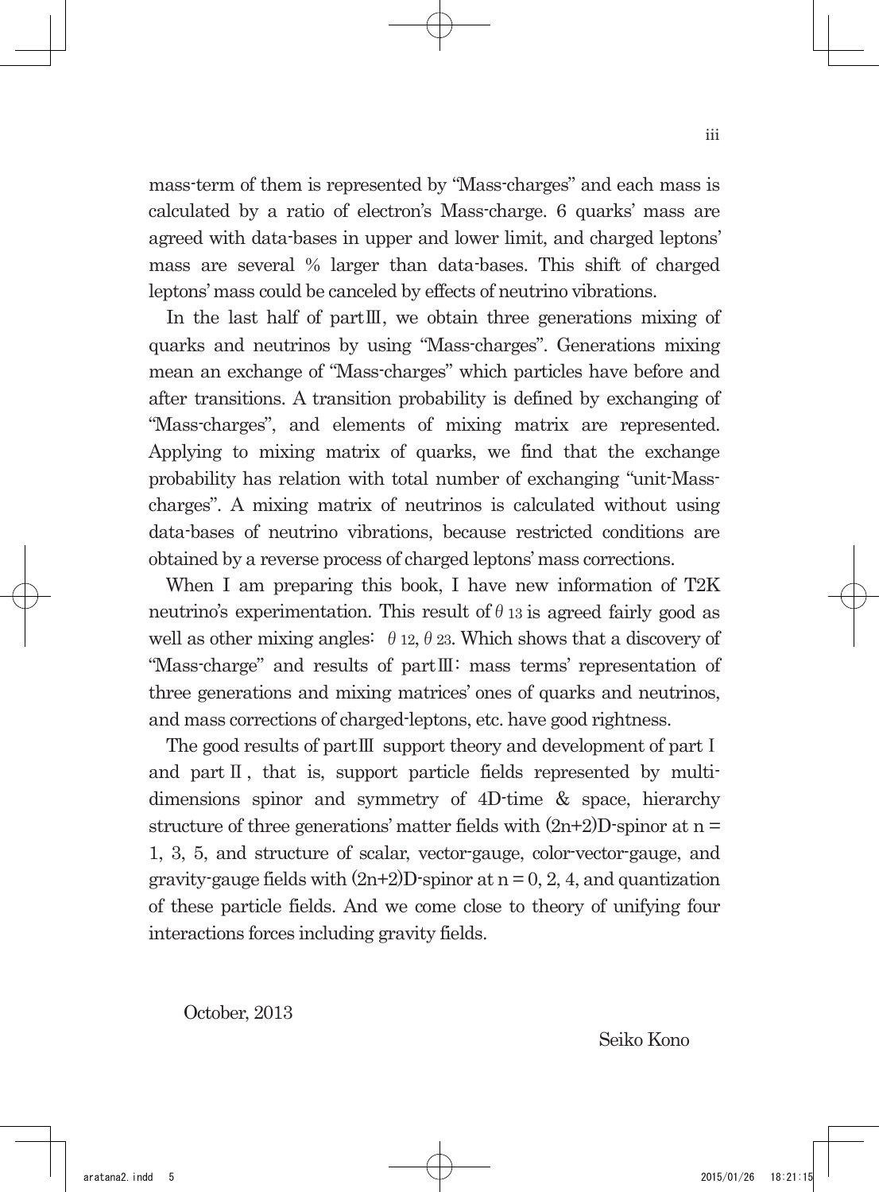mass-term of them is represented by "Mass-charges" and each mass is calculated by a ratio of electron's Mass-charge. 6 quarks' mass are agreed with data-bases in upper and lower limit, and charged leptons' mass are several % larger than data-bases. This shift of charged leptons' mass could be canceled by effects of neutrino vibrations.

In the last half of partⅢ, we obtain three generations mixing of quarks and neutrinos by using "Mass-charges". Generations mixing mean an exchange of "Mass-charges" which particles have before and after transitions. A transition probability is defined by exchanging of "Mass-charges", and elements of mixing matrix are represented. Applying to mixing matrix of quarks, we find that the exchange probability has relation with total number of exchanging "unit-Mass-charges". A mixing matrix of neutrinos is calculated without using data-bases of neutrino vibrations, because restricted conditions are obtained by a reverse process of charged leptons' mass corrections.

When I am preparing this book, I have new information of T2K neutrino's experimentation. This result of $\theta_{13}$ is agreed fairly good as well as other mixing angles: $\theta_{12}$, $\theta_{23}$. Which shows that a discovery of "Mass-charge" and results of partⅢ: mass terms' representation of three generations and mixing matrices' ones of quarks and neutrinos, and mass corrections of charged-leptons, etc. have good rightness.

The good results of partⅢ support theory and development of part Ⅰ and part Ⅱ, that is, support particle fields represented by multi-dimensions spinor and symmetry of 4D-time & space, hierarchy structure of three generations' matter fields with (2n+2)D-spinor at n = 1, 3, 5, and structure of scalar, vector-gauge, color-vector-gauge, and gravity-gauge fields with (2n+2)D-spinor at n = 0, 2, 4, and quantization of these particle fields. And we come close to theory of unifying four interactions forces including gravity fields.

October, 2013

Seiko Kono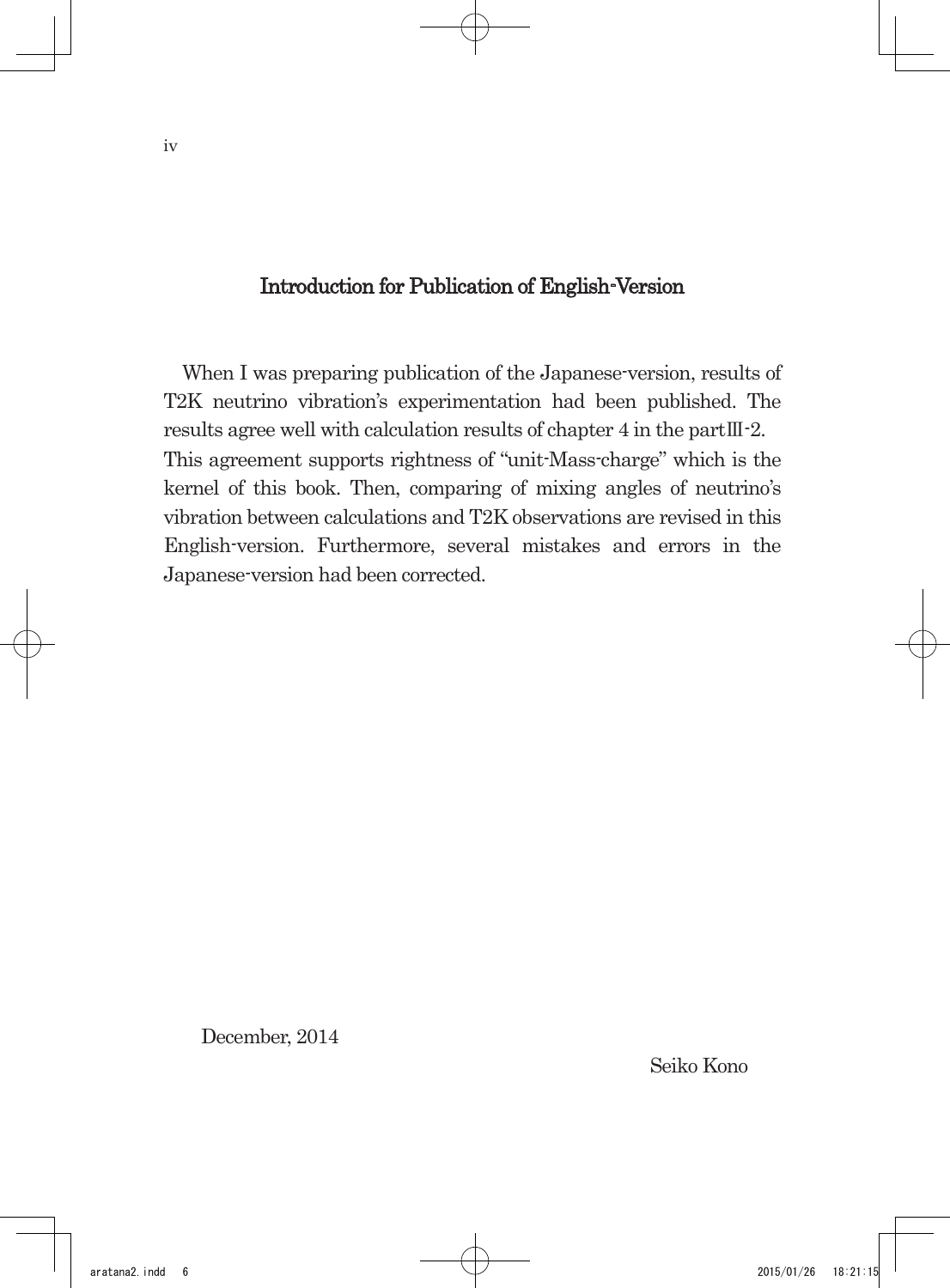# Introduction for Publication of English-Version

When I was preparing publication of the Japanese-version, results of T2K neutrino vibration's experimentation had been published. The results agree well with calculation results of chapter 4 in the partⅢ-2. This agreement supports rightness of "unit-Mass-charge" which is the kernel of this book. Then, comparing of mixing angles of neutrino's vibration between calculations and T2K observations are revised in this English-version. Furthermore, several mistakes and errors in the Japanese-version had been corrected.

December, 2014

Seiko Kono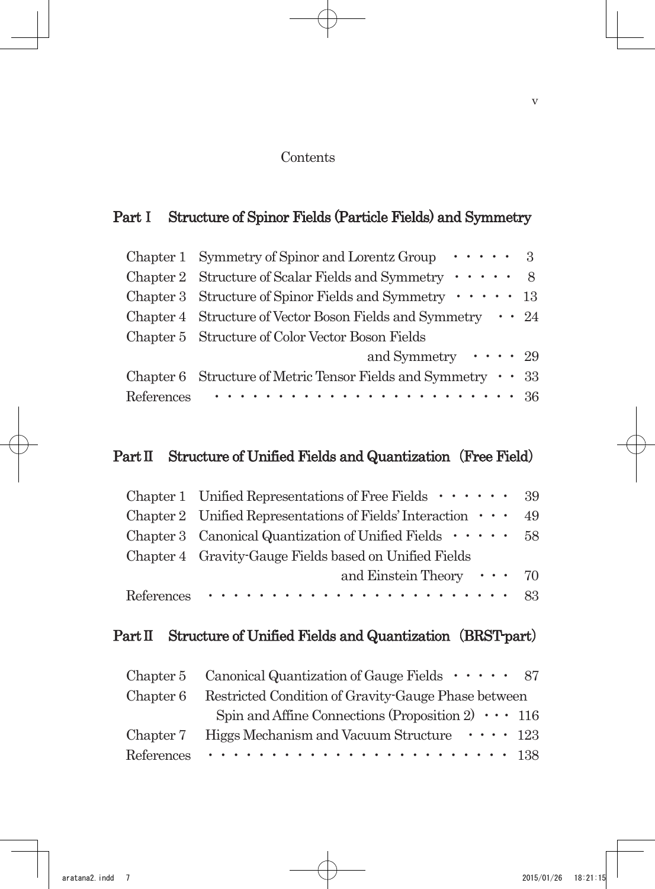# Contents

## Part I　Structure of Spinor Fields (Particle Fields) and Symmetry

Chapter 1　Symmetry of Spinor and Lorentz Group ・・・・・ 3
Chapter 2　Structure of Scalar Fields and Symmetry ・・・・・ 8
Chapter 3　Structure of Spinor Fields and Symmetry ・・・・・ 13
Chapter 4　Structure of Vector Boson Fields and Symmetry ・・ 24
Chapter 5　Structure of Color Vector Boson Fields and Symmetry ・・・・ 29
Chapter 6　Structure of Metric Tensor Fields and Symmetry ・・ 33
References ・・・・・・・・・・・・・・・・・・・・・・・・ 36

## Part II　Structure of Unified Fields and Quantization (Free Field)

Chapter 1　Unified Representations of Free Fields ・・・・・・ 39
Chapter 2　Unified Representations of Fields' Interaction ・・・ 49
Chapter 3　Canonical Quantization of Unified Fields ・・・・・ 58
Chapter 4　Gravity-Gauge Fields based on Unified Fields and Einstein Theory ・・・ 70
References ・・・・・・・・・・・・・・・・・・・・・・・・ 83

## Part II　Structure of Unified Fields and Quantization (BRST-part)

Chapter 5　Canonical Quantization of Gauge Fields ・・・・・ 87
Chapter 6　Restricted Condition of Gravity-Gauge Phase between Spin and Affine Connections (Proposition 2) ・・・ 116
Chapter 7　Higgs Mechanism and Vacuum Structure ・・・・ 123
References ・・・・・・・・・・・・・・・・・・・・・・・・ 138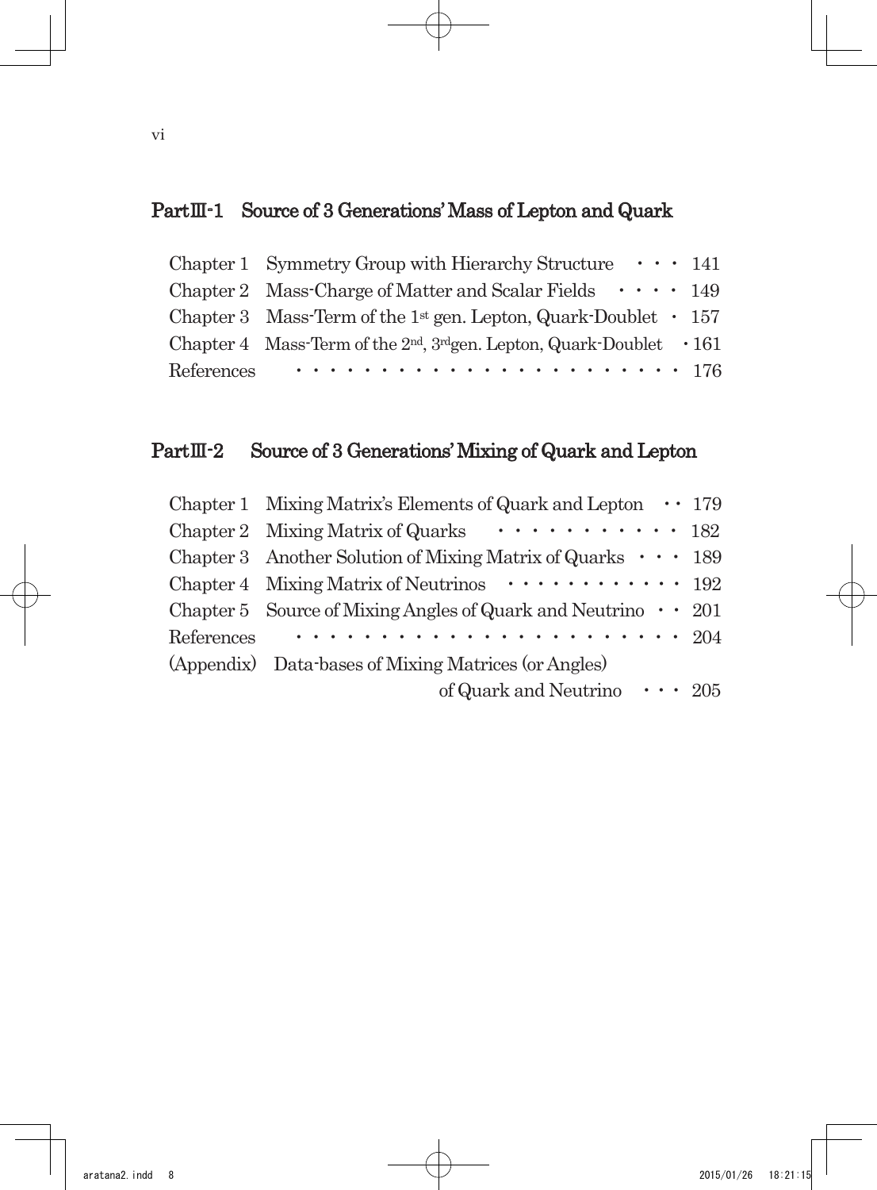## PartⅢ-1　Source of 3 Generations' Mass of Lepton and Quark

Chapter 1　Symmetry Group with Hierarchy Structure　・・・ 141

Chapter 2　Mass-Charge of Matter and Scalar Fields　・・・・ 149

Chapter 3　Mass-Term of the 1st gen. Lepton, Quark-Doublet　・ 157

Chapter 4　Mass-Term of the 2nd, 3rd gen. Lepton, Quark-Doublet　・161

References　・・・・・・・・・・・・・・・・・・・・・・・ 176

## PartⅢ-2　Source of 3 Generations' Mixing of Quark and Lepton

Chapter 1　Mixing Matrix's Elements of Quark and Lepton　・・ 179

Chapter 2　Mixing Matrix of Quarks　・・・・・・・・・・・ 182

Chapter 3　Another Solution of Mixing Matrix of Quarks　・・・ 189

Chapter 4　Mixing Matrix of Neutrinos　・・・・・・・・・・・ 192

Chapter 5　Source of Mixing Angles of Quark and Neutrino　・・ 201

References　・・・・・・・・・・・・・・・・・・・・・・・ 204

(Appendix)　Data-bases of Mixing Matrices (or Angles) of Quark and Neutrino　・・・ 205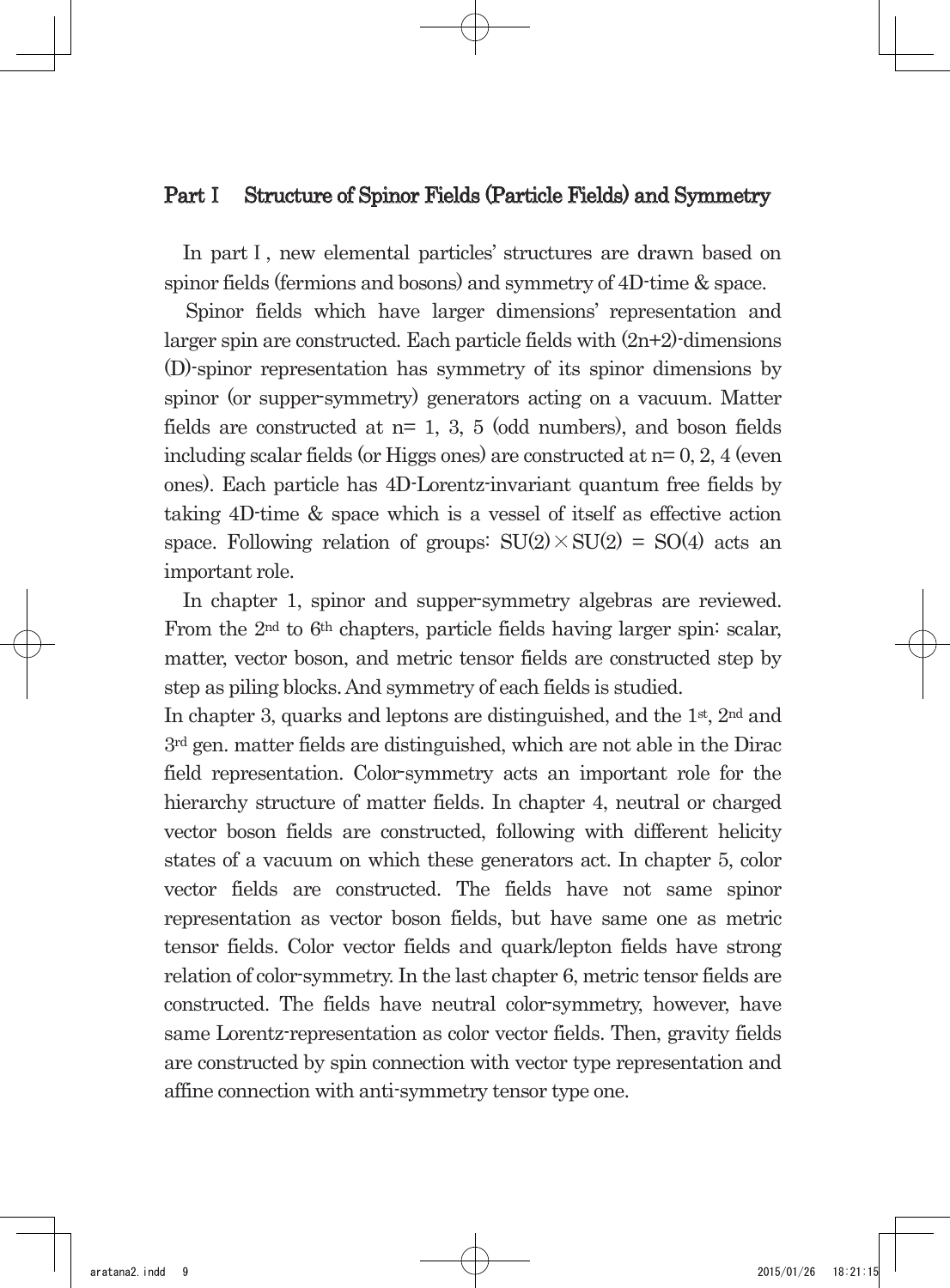## Part I　Structure of Spinor Fields (Particle Fields) and Symmetry

In part I, new elemental particles' structures are drawn based on spinor fields (fermions and bosons) and symmetry of 4D-time & space.

Spinor fields which have larger dimensions' representation and larger spin are constructed. Each particle fields with (2n+2)-dimensions (D)-spinor representation has symmetry of its spinor dimensions by spinor (or supper-symmetry) generators acting on a vacuum. Matter fields are constructed at n= 1, 3, 5 (odd numbers), and boson fields including scalar fields (or Higgs ones) are constructed at n= 0, 2, 4 (even ones). Each particle has 4D-Lorentz-invariant quantum free fields by taking 4D-time & space which is a vessel of itself as effective action space. Following relation of groups: $SU(2) \times SU(2) = SO(4)$ acts an important role.

In chapter 1, spinor and supper-symmetry algebras are reviewed. From the 2nd to 6th chapters, particle fields having larger spin: scalar, matter, vector boson, and metric tensor fields are constructed step by step as piling blocks. And symmetry of each fields is studied.
In chapter 3, quarks and leptons are distinguished, and the 1st, 2nd and 3rd gen. matter fields are distinguished, which are not able in the Dirac field representation. Color-symmetry acts an important role for the hierarchy structure of matter fields. In chapter 4, neutral or charged vector boson fields are constructed, following with different helicity states of a vacuum on which these generators act. In chapter 5, color vector fields are constructed. The fields have not same spinor representation as vector boson fields, but have same one as metric tensor fields. Color vector fields and quark/lepton fields have strong relation of color-symmetry. In the last chapter 6, metric tensor fields are constructed. The fields have neutral color-symmetry, however, have same Lorentz-representation as color vector fields. Then, gravity fields are constructed by spin connection with vector type representation and affine connection with anti-symmetry tensor type one.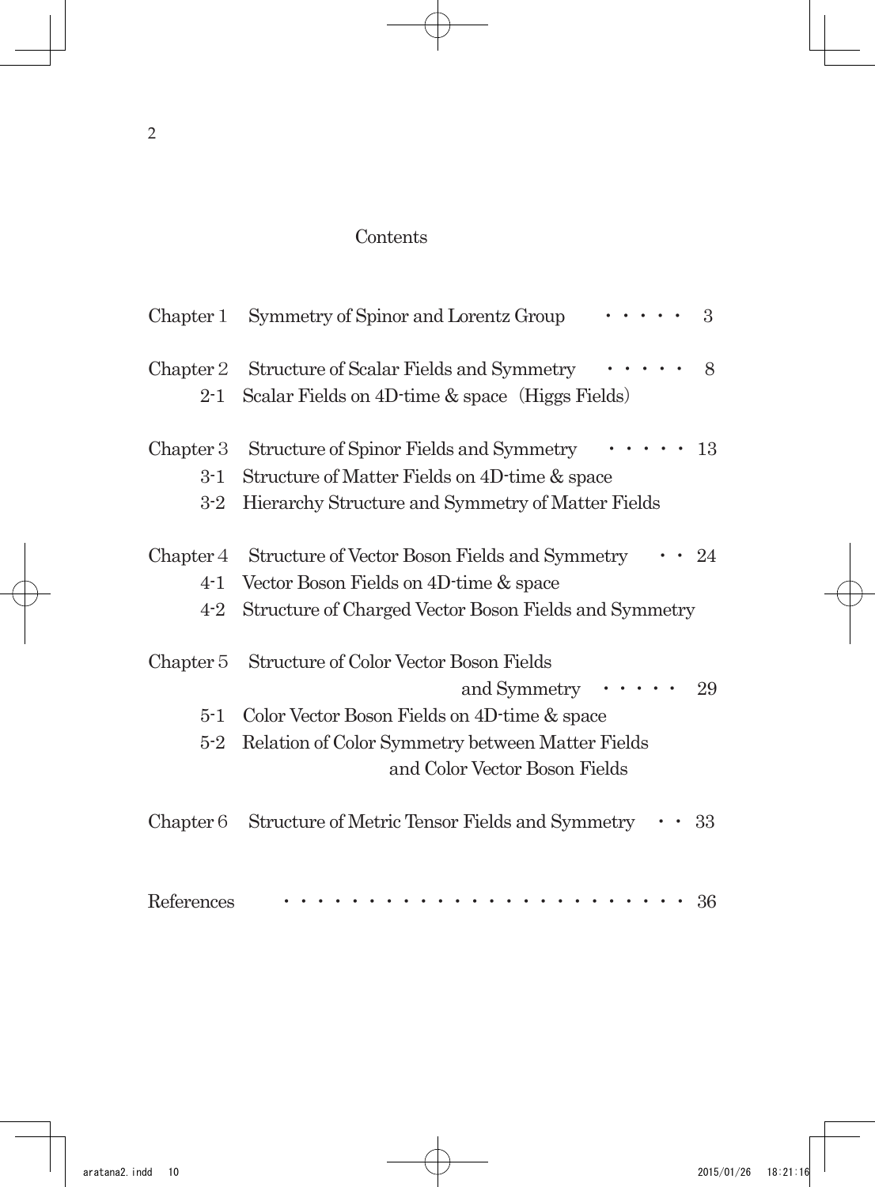# Contents

Chapter 1　Symmetry of Spinor and Lorentz Group ・・・・・ 3

Chapter 2　Structure of Scalar Fields and Symmetry ・・・・・ 8

　2-1　Scalar Fields on 4D-time & space（Higgs Fields）

Chapter 3　Structure of Spinor Fields and Symmetry ・・・・・ 13

　3-1　Structure of Matter Fields on 4D-time & space

　3-2　Hierarchy Structure and Symmetry of Matter Fields

Chapter 4　Structure of Vector Boson Fields and Symmetry ・・ 24

　4-1　Vector Boson Fields on 4D-time & space

　4-2　Structure of Charged Vector Boson Fields and Symmetry

Chapter 5　Structure of Color Vector Boson Fields and Symmetry ・・・・・ 29

　5-1　Color Vector Boson Fields on 4D-time & space

　5-2　Relation of Color Symmetry between Matter Fields and Color Vector Boson Fields

Chapter 6　Structure of Metric Tensor Fields and Symmetry ・・ 33

References ・・・・・・・・・・・・・・・・・・・・・・・・ 36